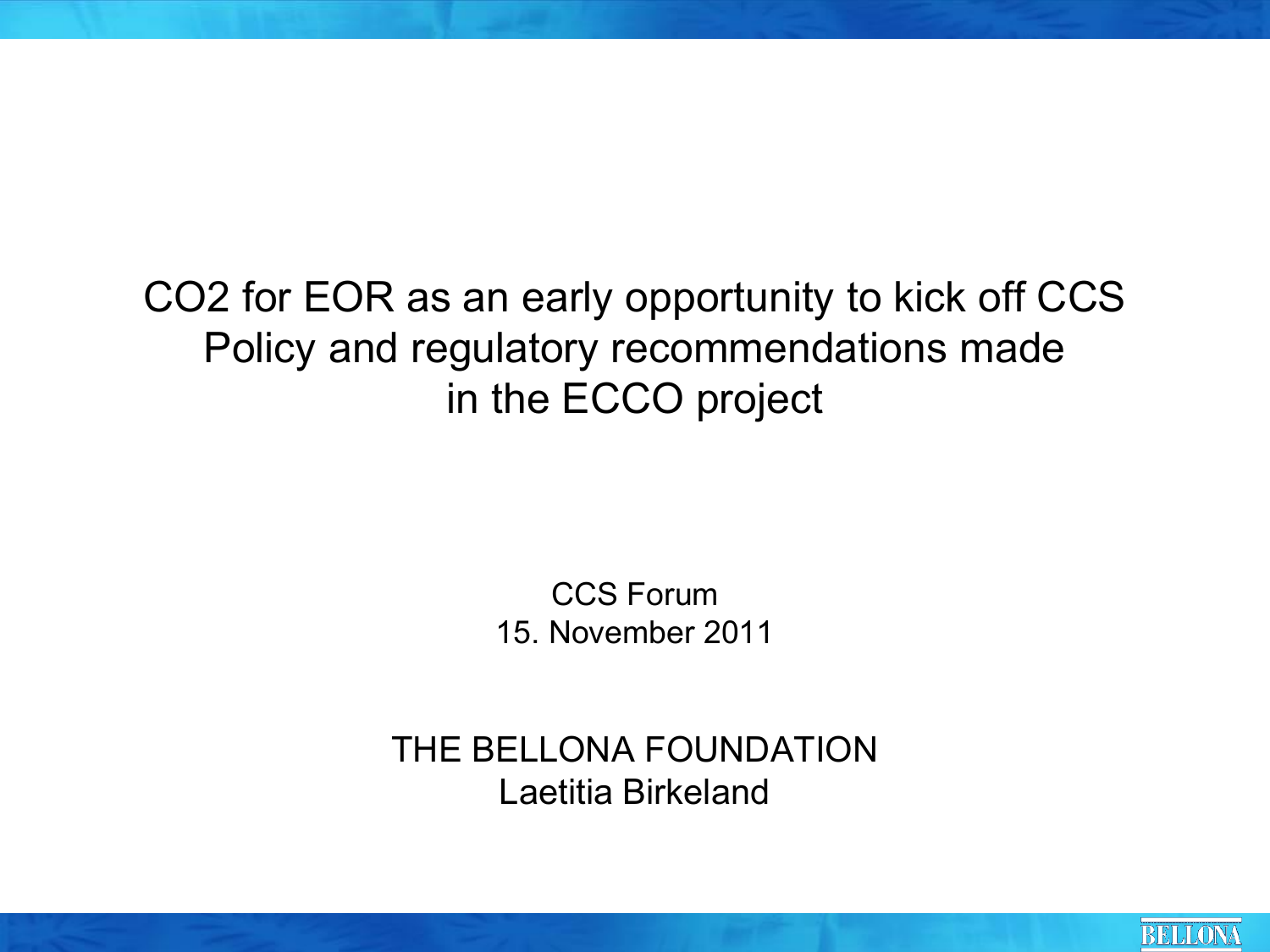# CO2 for EOR as an early opportunity to kick off CCS Policy and regulatory recommendations made in the ECCO project

CCS Forum
15. November 2011

THE BELLONA FOUNDATION
Laetitia Birkeland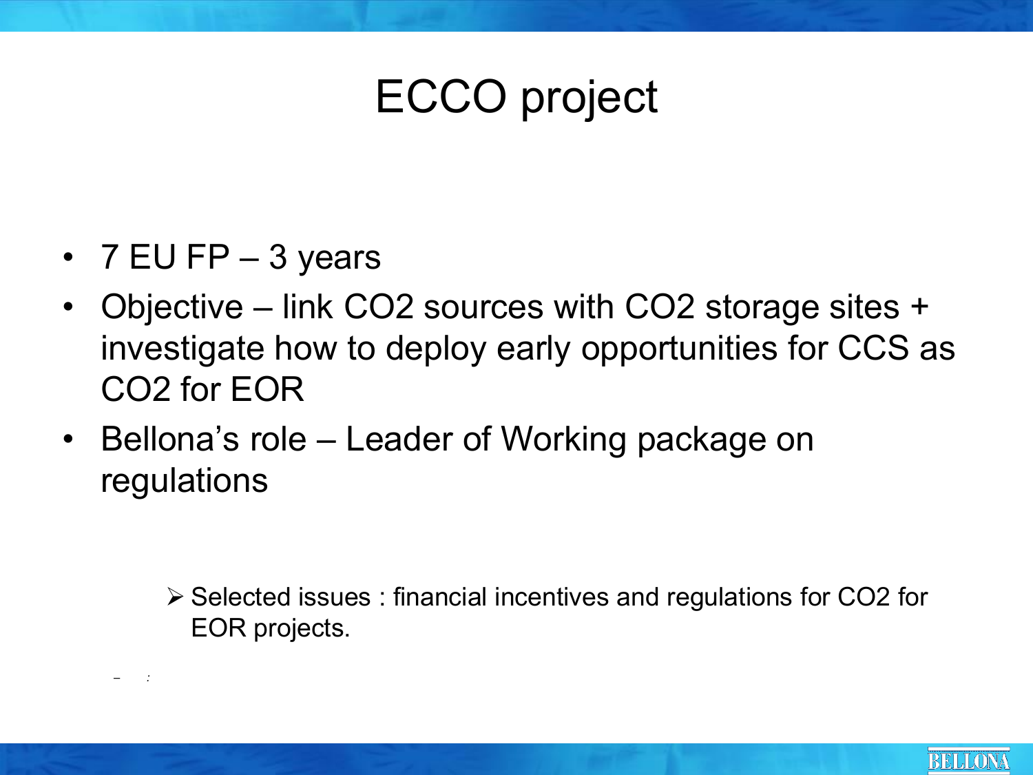# ECCO project

- 7 EU FP – 3 years
- Objective – link $CO_2$ sources with $CO_2$ storage sites + investigate how to deploy early opportunities for CCS as $CO_2$ for EOR
- Bellona's role – Leader of Working package on regulations
    - Selected issues : financial incentives and regulations for $CO_2$ for EOR projects.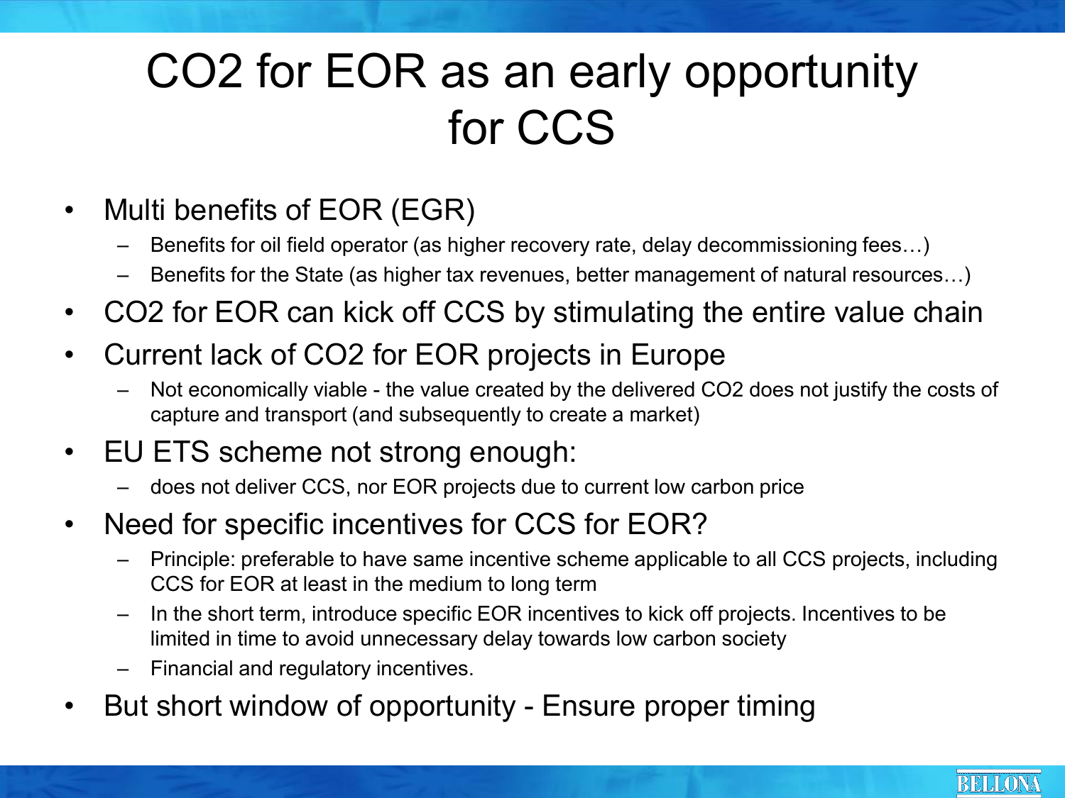# CO2 for EOR as an early opportunity for CCS

- Multi benefits of EOR (EGR)
  - Benefits for oil field operator (as higher recovery rate, delay decommissioning fees…)
  - Benefits for the State (as higher tax revenues, better management of natural resources…)
- CO2 for EOR can kick off CCS by stimulating the entire value chain
- Current lack of CO2 for EOR projects in Europe
  - Not economically viable - the value created by the delivered CO2 does not justify the costs of capture and transport (and subsequently to create a market)
- EU ETS scheme not strong enough:
  - does not deliver CCS, nor EOR projects due to current low carbon price
- Need for specific incentives for CCS for EOR?
  - Principle: preferable to have same incentive scheme applicable to all CCS projects, including CCS for EOR at least in the medium to long term
  - In the short term, introduce specific EOR incentives to kick off projects. Incentives to be limited in time to avoid unnecessary delay towards low carbon society
  - Financial and regulatory incentives.
- But short window of opportunity - Ensure proper timing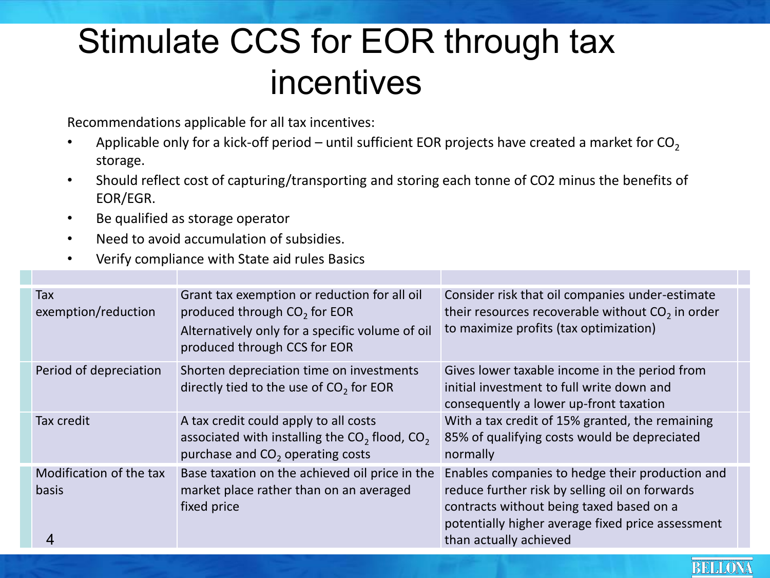# Stimulate CCS for EOR through tax incentives

Recommendations applicable for all tax incentives:

- Applicable only for a kick-off period – until sufficient EOR projects have created a market for $CO_2$ storage.
- Should reflect cost of capturing/transporting and storing each tonne of CO2 minus the benefits of EOR/EGR.
- Be qualified as storage operator
- Need to avoid accumulation of subsidies.
- Verify compliance with State aid rules Basics

| | | |
|---|---|---|
| Tax exemption/reduction | Grant tax exemption or reduction for all oil produced through $CO_2$ for EOR<br>Alternatively only for a specific volume of oil produced through CCS for EOR | Consider risk that oil companies under-estimate their resources recoverable without $CO_2$ in order to maximize profits (tax optimization) |
| Period of depreciation | Shorten depreciation time on investments directly tied to the use of $CO_2$ for EOR | Gives lower taxable income in the period from initial investment to full write down and consequently a lower up-front taxation |
| Tax credit | A tax credit could apply to all costs associated with installing the $CO_2$ flood, $CO_2$ purchase and $CO_2$ operating costs | With a tax credit of 15% granted, the remaining 85% of qualifying costs would be depreciated normally |
| Modification of the tax basis | Base taxation on the achieved oil price in the market place rather than on an averaged fixed price | Enables companies to hedge their production and reduce further risk by selling oil on forwards contracts without being taxed based on a potentially higher average fixed price assessment than actually achieved |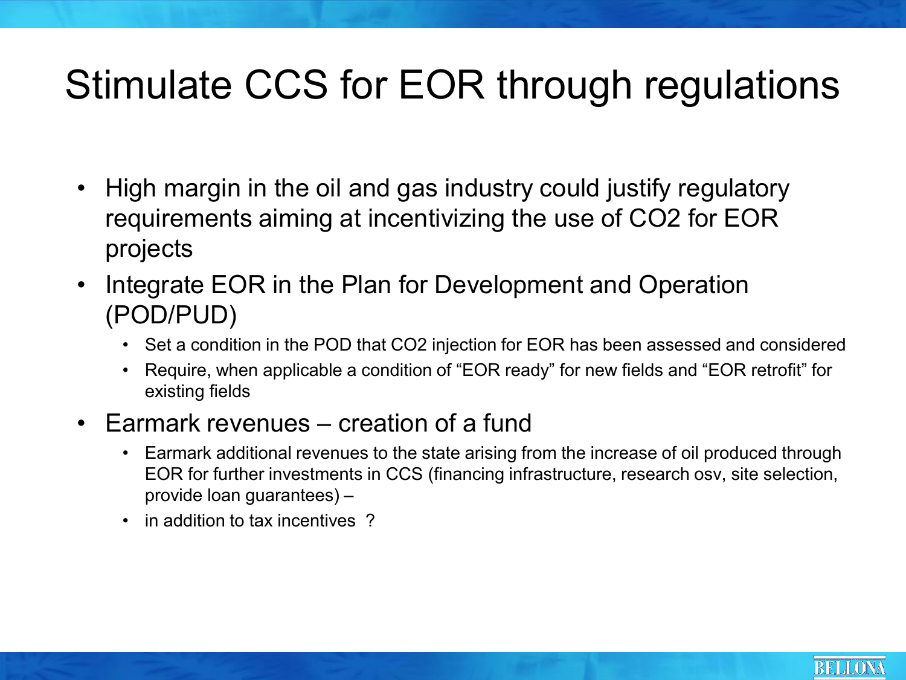# Stimulate CCS for EOR through regulations

- High margin in the oil and gas industry could justify regulatory requirements aiming at incentivizing the use of $CO_2$ for EOR projects
- Integrate EOR in the Plan for Development and Operation (POD/PUD)
  - Set a condition in the POD that $CO_2$ injection for EOR has been assessed and considered
  - Require, when applicable a condition of "EOR ready" for new fields and "EOR retrofit" for existing fields
- Earmark revenues – creation of a fund
  - Earmark additional revenues to the state arising from the increase of oil produced through EOR for further investments in CCS (financing infrastructure, research osv, site selection, provide loan guarantees) –
  - in addition to tax incentives ?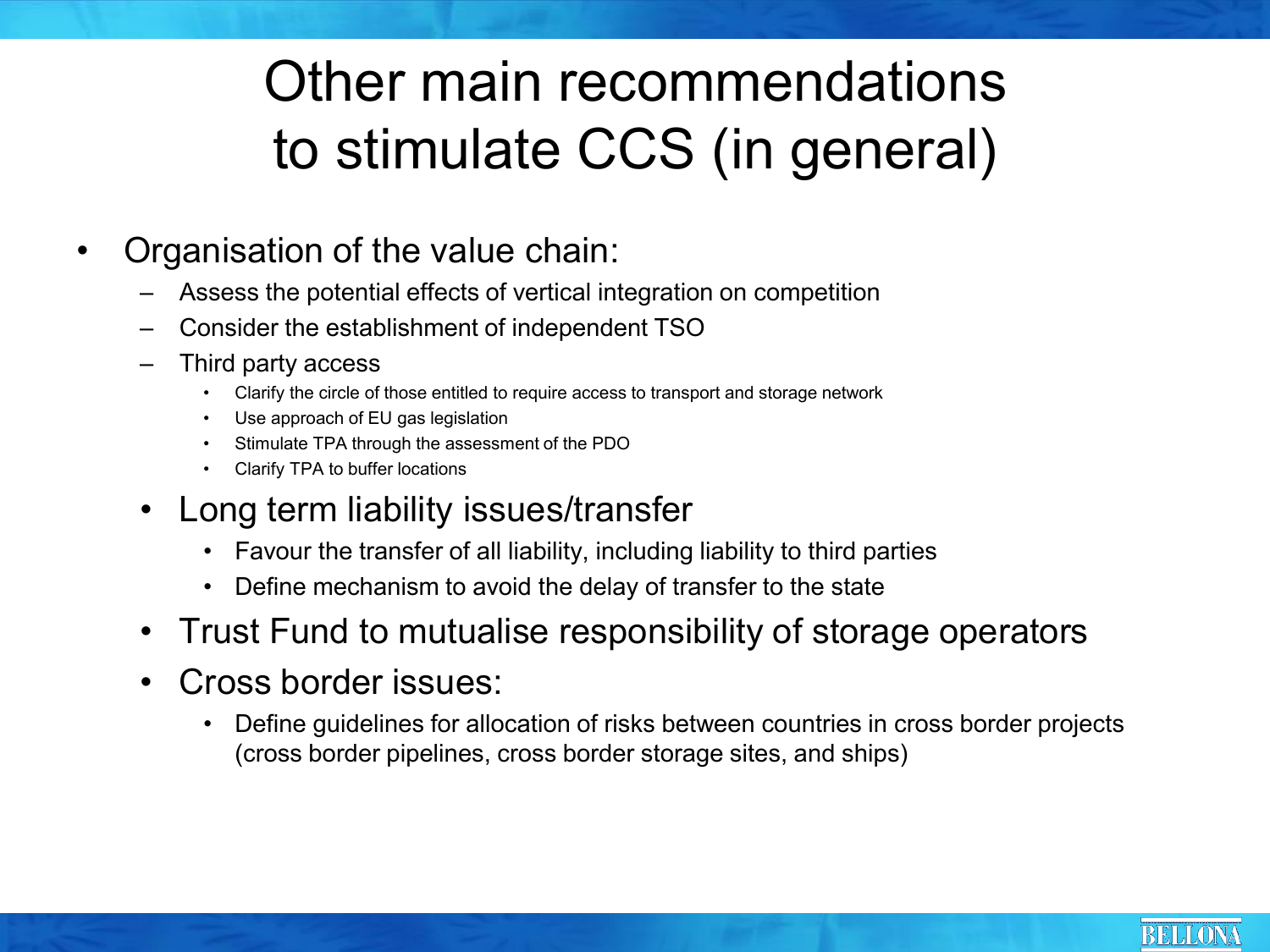# Other main recommendations to stimulate CCS (in general)

- Organisation of the value chain:
  - Assess the potential effects of vertical integration on competition
  - Consider the establishment of independent TSO
  - Third party access
    - Clarify the circle of those entitled to require access to transport and storage network
    - Use approach of EU gas legislation
    - Stimulate TPA through the assessment of the PDO
    - Clarify TPA to buffer locations
  - Long term liability issues/transfer
    - Favour the transfer of all liability, including liability to third parties
    - Define mechanism to avoid the delay of transfer to the state
  - Trust Fund to mutualise responsibility of storage operators
  - Cross border issues:
    - Define guidelines for allocation of risks between countries in cross border projects (cross border pipelines, cross border storage sites, and ships)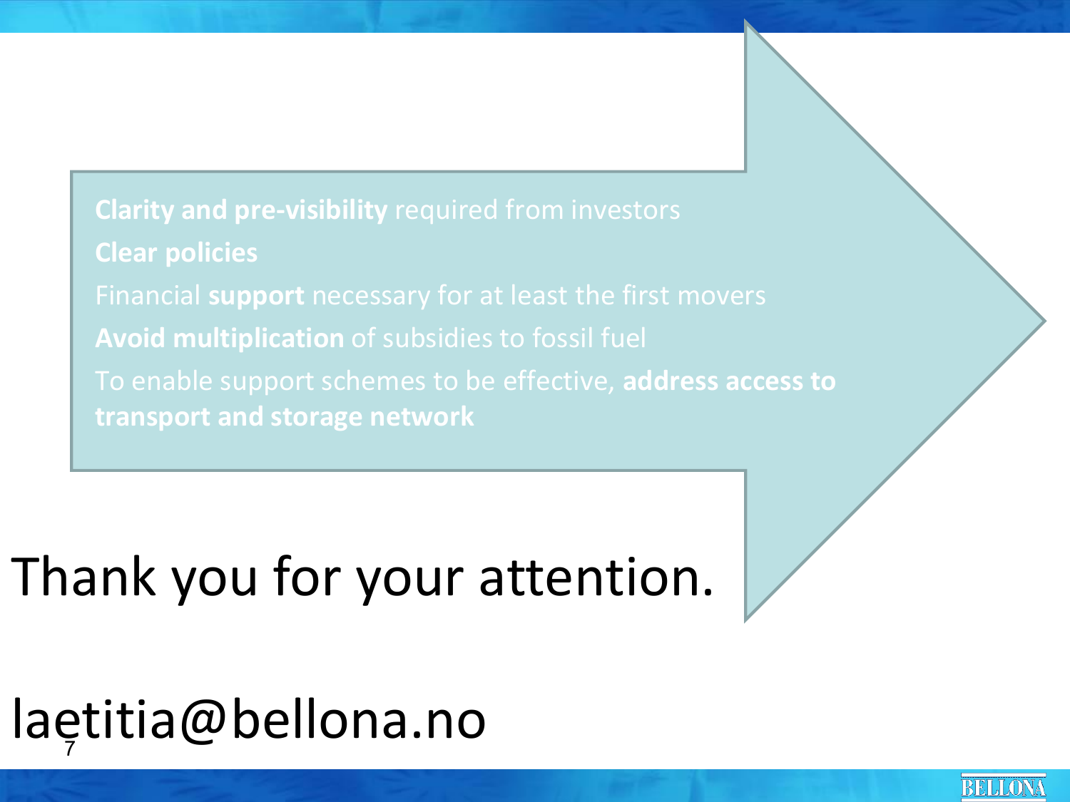**Clarity and pre-visibility** required from investors

**Clear policies**

Financial **support** necessary for at least the first movers

**Avoid multiplication** of subsidies to fossil fuel

To enable support schemes to be effective, **address access to transport and storage network**

Thank you for your attention.

laetitia@bellona.no